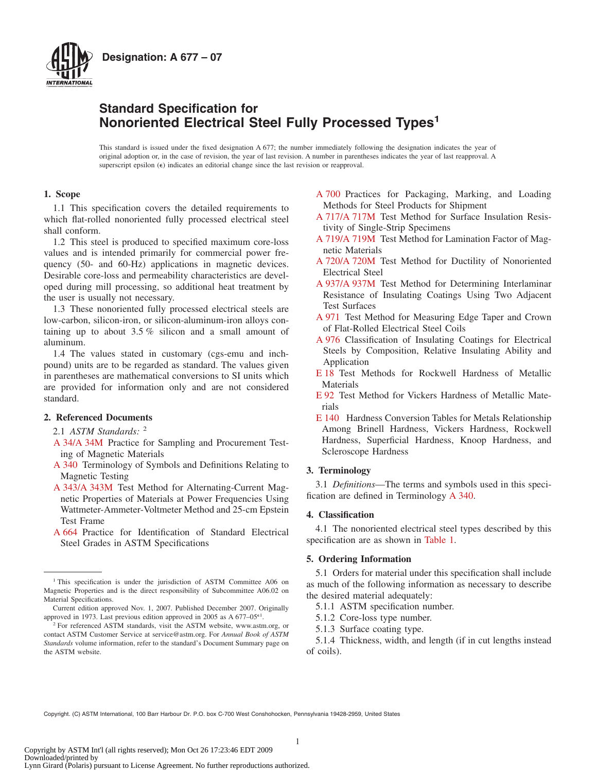**Designation: A 677 – 07**

# Standard Specification for Nonoriented Electrical Steel Fully Processed Types[1]

This standard is issued under the fixed designation A 677; the number immediately following the designation indicates the year of original adoption or, in the case of revision, the year of last revision. A number in parentheses indicates the year of last reapproval. A superscript epsilon (ϵ) indicates an editorial change since the last revision or reapproval.

## 1. Scope

1.1 This specification covers the detailed requirements to which flat-rolled nonoriented fully processed electrical steel shall conform.

1.2 This steel is produced to specified maximum core-loss values and is intended primarily for commercial power frequency (50- and 60-Hz) applications in magnetic devices. Desirable core-loss and permeability characteristics are developed during mill processing, so additional heat treatment by the user is usually not necessary.

1.3 These nonoriented fully processed electrical steels are low-carbon, silicon-iron, or silicon-aluminum-iron alloys containing up to about 3.5 % silicon and a small amount of aluminum.

1.4 The values stated in customary (cgs-emu and inch-pound) units are to be regarded as standard. The values given in parentheses are mathematical conversions to SI units which are provided for information only and are not considered standard.

## 2. Referenced Documents

2.1 *ASTM Standards:* [2]

A 34/A 34M Practice for Sampling and Procurement Testing of Magnetic Materials

A 340 Terminology of Symbols and Definitions Relating to Magnetic Testing

A 343/A 343M Test Method for Alternating-Current Magnetic Properties of Materials at Power Frequencies Using Wattmeter-Ammeter-Voltmeter Method and 25-cm Epstein Test Frame

A 664 Practice for Identification of Standard Electrical Steel Grades in ASTM Specifications

A 700 Practices for Packaging, Marking, and Loading Methods for Steel Products for Shipment

A 717/A 717M Test Method for Surface Insulation Resistivity of Single-Strip Specimens

A 719/A 719M Test Method for Lamination Factor of Magnetic Materials

A 720/A 720M Test Method for Ductility of Nonoriented Electrical Steel

A 937/A 937M Test Method for Determining Interlaminar Resistance of Insulating Coatings Using Two Adjacent Test Surfaces

A 971 Test Method for Measuring Edge Taper and Crown of Flat-Rolled Electrical Steel Coils

A 976 Classification of Insulating Coatings for Electrical Steels by Composition, Relative Insulating Ability and Application

E 18 Test Methods for Rockwell Hardness of Metallic Materials

E 92 Test Method for Vickers Hardness of Metallic Materials

E 140 Hardness Conversion Tables for Metals Relationship Among Brinell Hardness, Vickers Hardness, Rockwell Hardness, Superficial Hardness, Knoop Hardness, and Scleroscope Hardness

## 3. Terminology

3.1 *Definitions*—The terms and symbols used in this specification are defined in Terminology A 340.

## 4. Classification

4.1 The nonoriented electrical steel types described by this specification are as shown in Table 1.

## 5. Ordering Information

5.1 Orders for material under this specification shall include as much of the following information as necessary to describe the desired material adequately:

5.1.1 ASTM specification number.

5.1.2 Core-loss type number.

5.1.3 Surface coating type.

5.1.4 Thickness, width, and length (if in cut lengths instead of coils).

---

[1] This specification is under the jurisdiction of ASTM Committee A06 on Magnetic Properties and is the direct responsibility of Subcommittee A06.02 on Material Specifications.

Current edition approved Nov. 1, 2007. Published December 2007. Originally approved in 1973. Last previous edition approved in 2005 as A 677–05ϵ1.

[2] For referenced ASTM standards, visit the ASTM website, www.astm.org, or contact ASTM Customer Service at service@astm.org. For *Annual Book of ASTM Standards* volume information, refer to the standard's Document Summary page on the ASTM website.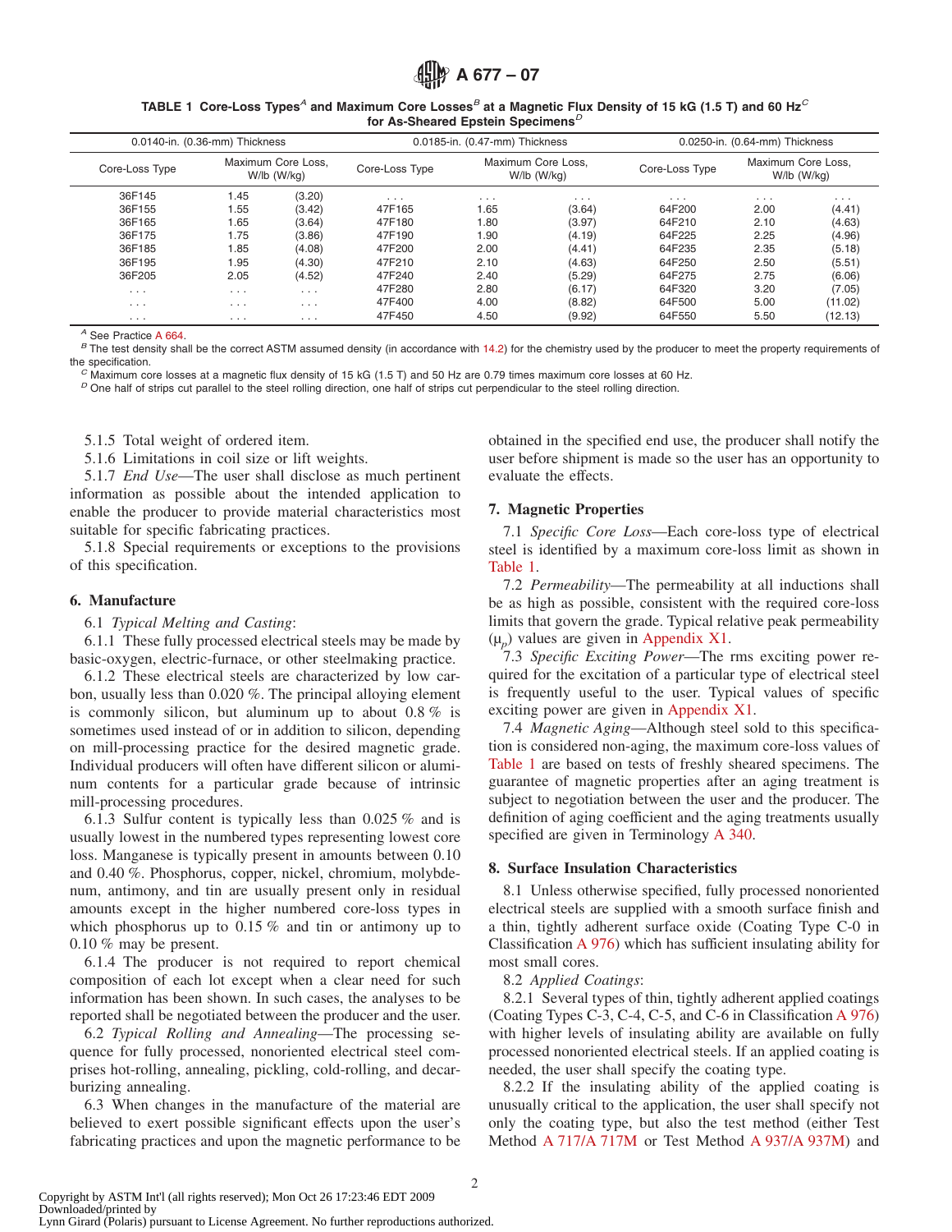**TABLE 1 Core-Loss Types[A] and Maximum Core Losses[B] at a Magnetic Flux Density of 15 kG (1.5 T) and 60 Hz[C] for As-Sheared Epstein Specimens[D]**

| 0.0140-in. (0.36-mm) Thickness | | | 0.0185-in. (0.47-mm) Thickness | | | 0.0250-in. (0.64-mm) Thickness | | |
|---|---|---|---|---|---|---|---|---|
| Core-Loss Type | Maximum Core Loss, W/lb (W/kg) | | Core-Loss Type | Maximum Core Loss, W/lb (W/kg) | | Core-Loss Type | Maximum Core Loss, W/lb (W/kg) | |
| 36F145 | 1.45 | (3.20) | . . . | . . . | . . . | . . . | . . . | . . . |
| 36F155 | 1.55 | (3.42) | 47F165 | 1.65 | (3.64) | 64F200 | 2.00 | (4.41) |
| 36F165 | 1.65 | (3.64) | 47F180 | 1.80 | (3.97) | 64F210 | 2.10 | (4.63) |
| 36F175 | 1.75 | (3.86) | 47F190 | 1.90 | (4.19) | 64F225 | 2.25 | (4.96) |
| 36F185 | 1.85 | (4.08) | 47F200 | 2.00 | (4.41) | 64F235 | 2.35 | (5.18) |
| 36F195 | 1.95 | (4.30) | 47F210 | 2.10 | (4.63) | 64F250 | 2.50 | (5.51) |
| 36F205 | 2.05 | (4.52) | 47F240 | 2.40 | (5.29) | 64F275 | 2.75 | (6.06) |
| . . . | . . . | . . . | 47F280 | 2.80 | (6.17) | 64F320 | 3.20 | (7.05) |
| . . . | . . . | . . . | 47F400 | 4.00 | (8.82) | 64F500 | 5.00 | (11.02) |
| . . . | . . . | . . . | 47F450 | 4.50 | (9.92) | 64F550 | 5.50 | (12.13) |

[A] See Practice A 664.
[B] The test density shall be the correct ASTM assumed density (in accordance with 14.2) for the chemistry used by the producer to meet the property requirements of the specification.
[C] Maximum core losses at a magnetic flux density of 15 kG (1.5 T) and 50 Hz are 0.79 times maximum core losses at 60 Hz.
[D] One half of strips cut parallel to the steel rolling direction, one half of strips cut perpendicular to the steel rolling direction.

5.1.5 Total weight of ordered item.

5.1.6 Limitations in coil size or lift weights.

5.1.7 *End Use*—The user shall disclose as much pertinent information as possible about the intended application to enable the producer to provide material characteristics most suitable for specific fabricating practices.

5.1.8 Special requirements or exceptions to the provisions of this specification.

## 6. Manufacture

6.1 *Typical Melting and Casting*:

6.1.1 These fully processed electrical steels may be made by basic-oxygen, electric-furnace, or other steelmaking practice.

6.1.2 These electrical steels are characterized by low carbon, usually less than 0.020 %. The principal alloying element is commonly silicon, but aluminum up to about 0.8 % is sometimes used instead of or in addition to silicon, depending on mill-processing practice for the desired magnetic grade. Individual producers will often have different silicon or aluminum contents for a particular grade because of intrinsic mill-processing procedures.

6.1.3 Sulfur content is typically less than 0.025 % and is usually lowest in the numbered types representing lowest core loss. Manganese is typically present in amounts between 0.10 and 0.40 %. Phosphorus, copper, nickel, chromium, molybdenum, antimony, and tin are usually present only in residual amounts except in the higher numbered core-loss types in which phosphorus up to 0.15 % and tin or antimony up to 0.10 % may be present.

6.1.4 The producer is not required to report chemical composition of each lot except when a clear need for such information has been shown. In such cases, the analyses to be reported shall be negotiated between the producer and the user.

6.2 *Typical Rolling and Annealing*—The processing sequence for fully processed, nonoriented electrical steel comprises hot-rolling, annealing, pickling, cold-rolling, and decarburizing annealing.

6.3 When changes in the manufacture of the material are believed to exert possible significant effects upon the user's fabricating practices and upon the magnetic performance to be obtained in the specified end use, the producer shall notify the user before shipment is made so the user has an opportunity to evaluate the effects.

## 7. Magnetic Properties

7.1 *Specific Core Loss*—Each core-loss type of electrical steel is identified by a maximum core-loss limit as shown in Table 1.

7.2 *Permeability*—The permeability at all inductions shall be as high as possible, consistent with the required core-loss limits that govern the grade. Typical relative peak permeability ($\mu_p$) values are given in Appendix X1.

7.3 *Specific Exciting Power*—The rms exciting power required for the excitation of a particular type of electrical steel is frequently useful to the user. Typical values of specific exciting power are given in Appendix X1.

7.4 *Magnetic Aging*—Although steel sold to this specification is considered non-aging, the maximum core-loss values of Table 1 are based on tests of freshly sheared specimens. The guarantee of magnetic properties after an aging treatment is subject to negotiation between the user and the producer. The definition of aging coefficient and the aging treatments usually specified are given in Terminology A 340.

## 8. Surface Insulation Characteristics

8.1 Unless otherwise specified, fully processed nonoriented electrical steels are supplied with a smooth surface finish and a thin, tightly adherent surface oxide (Coating Type C-0 in Classification A 976) which has sufficient insulating ability for most small cores.

8.2 *Applied Coatings*:

8.2.1 Several types of thin, tightly adherent applied coatings (Coating Types C-3, C-4, C-5, and C-6 in Classification A 976) with higher levels of insulating ability are available on fully processed nonoriented electrical steels. If an applied coating is needed, the user shall specify the coating type.

8.2.2 If the insulating ability of the applied coating is unusually critical to the application, the user shall specify not only the coating type, but also the test method (either Test Method A 717/A 717M or Test Method A 937/A 937M) and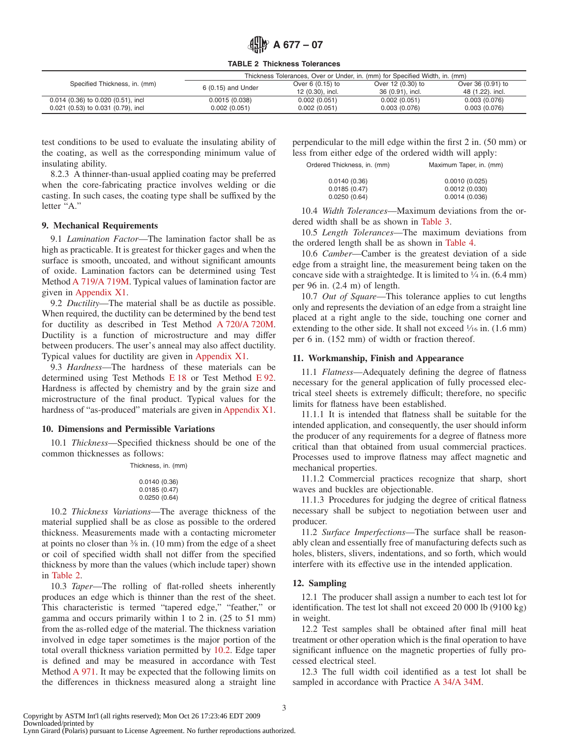**TABLE 2 Thickness Tolerances**

| Specified Thickness, in. (mm) | Thickness Tolerances, Over or Under, in. (mm) for Specified Width, in. (mm) | | | |
|---|---|---|---|---|
| | 6 (0.15) and Under | Over 6 (0.15) to 12 (0.30), incl. | Over 12 (0.30) to 36 (0.91), incl. | Over 36 (0.91) to 48 (1.22). incl. |
| 0.014 (0.36) to 0.020 (0.51), incl | 0.0015 (0.038) | 0.002 (0.051) | 0.002 (0.051) | 0.003 (0.076) |
| 0.021 (0.53) to 0.031 (0.79), incl | 0.002 (0.051) | 0.002 (0.051) | 0.003 (0.076) | 0.003 (0.076) |

test conditions to be used to evaluate the insulating ability of the coating, as well as the corresponding minimum value of insulating ability.

8.2.3 A thinner-than-usual applied coating may be preferred when the core-fabricating practice involves welding or die casting. In such cases, the coating type shall be suffixed by the letter "A."

## 9. Mechanical Requirements

9.1 *Lamination Factor*—The lamination factor shall be as high as practicable. It is greatest for thicker gages and when the surface is smooth, uncoated, and without significant amounts of oxide. Lamination factors can be determined using Test Method A 719/A 719M. Typical values of lamination factor are given in Appendix X1.

9.2 *Ductility*—The material shall be as ductile as possible. When required, the ductility can be determined by the bend test for ductility as described in Test Method A 720/A 720M. Ductility is a function of microstructure and may differ between producers. The user's anneal may also affect ductility. Typical values for ductility are given in Appendix X1.

9.3 *Hardness*—The hardness of these materials can be determined using Test Methods E 18 or Test Method E 92. Hardness is affected by chemistry and by the grain size and microstructure of the final product. Typical values for the hardness of "as-produced" materials are given in Appendix X1.

## 10. Dimensions and Permissible Variations

10.1 *Thickness*—Specified thickness should be one of the common thicknesses as follows:

| Thickness, in. (mm) |
|---|
| 0.0140 (0.36) |
| 0.0185 (0.47) |
| 0.0250 (0.64) |

10.2 *Thickness Variations*—The average thickness of the material supplied shall be as close as possible to the ordered thickness. Measurements made with a contacting micrometer at points no closer than ⅜ in. (10 mm) from the edge of a sheet or coil of specified width shall not differ from the specified thickness by more than the values (which include taper) shown in Table 2.

10.3 *Taper*—The rolling of flat-rolled sheets inherently produces an edge which is thinner than the rest of the sheet. This characteristic is termed "tapered edge," "feather," or gamma and occurs primarily within 1 to 2 in. (25 to 51 mm) from the as-rolled edge of the material. The thickness variation involved in edge taper sometimes is the major portion of the total overall thickness variation permitted by 10.2. Edge taper is defined and may be measured in accordance with Test Method A 971. It may be expected that the following limits on the differences in thickness measured along a straight line perpendicular to the mill edge within the first 2 in. (50 mm) or less from either edge of the ordered width will apply:

| Ordered Thickness, in. (mm) | Maximum Taper, in. (mm) |
|---|---|
| 0.0140 (0.36) | 0.0010 (0.025) |
| 0.0185 (0.47) | 0.0012 (0.030) |
| 0.0250 (0.64) | 0.0014 (0.036) |

10.4 *Width Tolerances*—Maximum deviations from the ordered width shall be as shown in Table 3.

10.5 *Length Tolerances*—The maximum deviations from the ordered length shall be as shown in Table 4.

10.6 *Camber*—Camber is the greatest deviation of a side edge from a straight line, the measurement being taken on the concave side with a straightedge. It is limited to ¼ in. (6.4 mm) per 96 in. (2.4 m) of length.

10.7 *Out of Square*—This tolerance applies to cut lengths only and represents the deviation of an edge from a straight line placed at a right angle to the side, touching one corner and extending to the other side. It shall not exceed 1⁄16 in. (1.6 mm) per 6 in. (152 mm) of width or fraction thereof.

## 11. Workmanship, Finish and Appearance

11.1 *Flatness*—Adequately defining the degree of flatness necessary for the general application of fully processed electrical steel sheets is extremely difficult; therefore, no specific limits for flatness have been established.

11.1.1 It is intended that flatness shall be suitable for the intended application, and consequently, the user should inform the producer of any requirements for a degree of flatness more critical than that obtained from usual commercial practices. Processes used to improve flatness may affect magnetic and mechanical properties.

11.1.2 Commercial practices recognize that sharp, short waves and buckles are objectionable.

11.1.3 Procedures for judging the degree of critical flatness necessary shall be subject to negotiation between user and producer.

11.2 *Surface Imperfections*—The surface shall be reasonably clean and essentially free of manufacturing defects such as holes, blisters, slivers, indentations, and so forth, which would interfere with its effective use in the intended application.

## 12. Sampling

12.1 The producer shall assign a number to each test lot for identification. The test lot shall not exceed 20 000 lb (9100 kg) in weight.

12.2 Test samples shall be obtained after final mill heat treatment or other operation which is the final operation to have significant influence on the magnetic properties of fully processed electrical steel.

12.3 The full width coil identified as a test lot shall be sampled in accordance with Practice A 34/A 34M.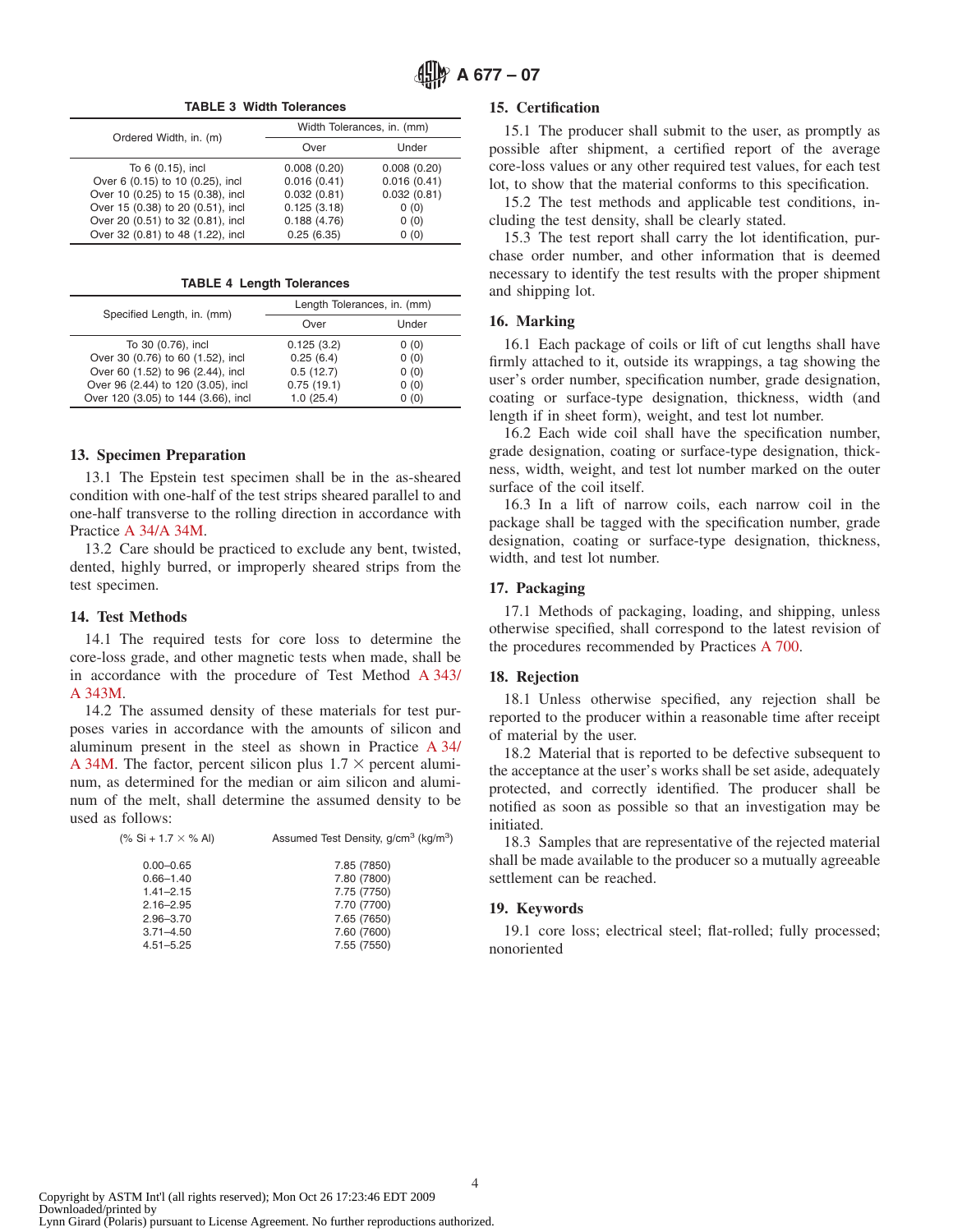**TABLE 3 Width Tolerances**

| Ordered Width, in. (m) | Width Tolerances, in. (mm) | |
|---|---|---|
| | Over | Under |
| To 6 (0.15), incl | 0.008 (0.20) | 0.008 (0.20) |
| Over 6 (0.15) to 10 (0.25), incl | 0.016 (0.41) | 0.016 (0.41) |
| Over 10 (0.25) to 15 (0.38), incl | 0.032 (0.81) | 0.032 (0.81) |
| Over 15 (0.38) to 20 (0.51), incl | 0.125 (3.18) | 0 (0) |
| Over 20 (0.51) to 32 (0.81), incl | 0.188 (4.76) | 0 (0) |
| Over 32 (0.81) to 48 (1.22), incl | 0.25 (6.35) | 0 (0) |

**TABLE 4 Length Tolerances**

| Specified Length, in. (mm) | Length Tolerances, in. (mm) | |
|---|---|---|
| | Over | Under |
| To 30 (0.76), incl | 0.125 (3.2) | 0 (0) |
| Over 30 (0.76) to 60 (1.52), incl | 0.25 (6.4) | 0 (0) |
| Over 60 (1.52) to 96 (2.44), incl | 0.5 (12.7) | 0 (0) |
| Over 96 (2.44) to 120 (3.05), incl | 0.75 (19.1) | 0 (0) |
| Over 120 (3.05) to 144 (3.66), incl | 1.0 (25.4) | 0 (0) |

## 13. Specimen Preparation

13.1 The Epstein test specimen shall be in the as-sheared condition with one-half of the test strips sheared parallel to and one-half transverse to the rolling direction in accordance with Practice A 34/A 34M.

13.2 Care should be practiced to exclude any bent, twisted, dented, highly burred, or improperly sheared strips from the test specimen.

## 14. Test Methods

14.1 The required tests for core loss to determine the core-loss grade, and other magnetic tests when made, shall be in accordance with the procedure of Test Method A 343/A 343M.

14.2 The assumed density of these materials for test purposes varies in accordance with the amounts of silicon and aluminum present in the steel as shown in Practice A 34/A 34M. The factor, percent silicon plus 1.7 × percent aluminum, as determined for the median or aim silicon and aluminum of the melt, shall determine the assumed density to be used as follows:

| (% Si + 1.7 × % Al) | Assumed Test Density, g/cm³ (kg/m³) |
|---|---|
| 0.00–0.65 | 7.85 (7850) |
| 0.66–1.40 | 7.80 (7800) |
| 1.41–2.15 | 7.75 (7750) |
| 2.16–2.95 | 7.70 (7700) |
| 2.96–3.70 | 7.65 (7650) |
| 3.71–4.50 | 7.60 (7600) |
| 4.51–5.25 | 7.55 (7550) |

## 15. Certification

15.1 The producer shall submit to the user, as promptly as possible after shipment, a certified report of the average core-loss values or any other required test values, for each test lot, to show that the material conforms to this specification.

15.2 The test methods and applicable test conditions, including the test density, shall be clearly stated.

15.3 The test report shall carry the lot identification, purchase order number, and other information that is deemed necessary to identify the test results with the proper shipment and shipping lot.

## 16. Marking

16.1 Each package of coils or lift of cut lengths shall have firmly attached to it, outside its wrappings, a tag showing the user's order number, specification number, grade designation, coating or surface-type designation, width (and length if in sheet form), weight, and test lot number.

16.2 Each wide coil shall have the specification number, grade designation, coating or surface-type designation, thickness, width, weight, and test lot number marked on the outer surface of the coil itself.

16.3 In a lift of narrow coils, each narrow coil in the package shall be tagged with the specification number, grade designation, coating or surface-type designation, thickness, width, and test lot number.

## 17. Packaging

17.1 Methods of packaging, loading, and shipping, unless otherwise specified, shall correspond to the latest revision of the procedures recommended by Practices A 700.

## 18. Rejection

18.1 Unless otherwise specified, any rejection shall be reported to the producer within a reasonable time after receipt of material by the user.

18.2 Material that is reported to be defective subsequent to the acceptance at the user's works shall be set aside, adequately protected, and correctly identified. The producer shall be notified as soon as possible so that an investigation may be initiated.

18.3 Samples that are representative of the rejected material shall be made available to the producer so a mutually agreeable settlement can be reached.

## 19. Keywords

19.1 core loss; electrical steel; flat-rolled; fully processed; nonoriented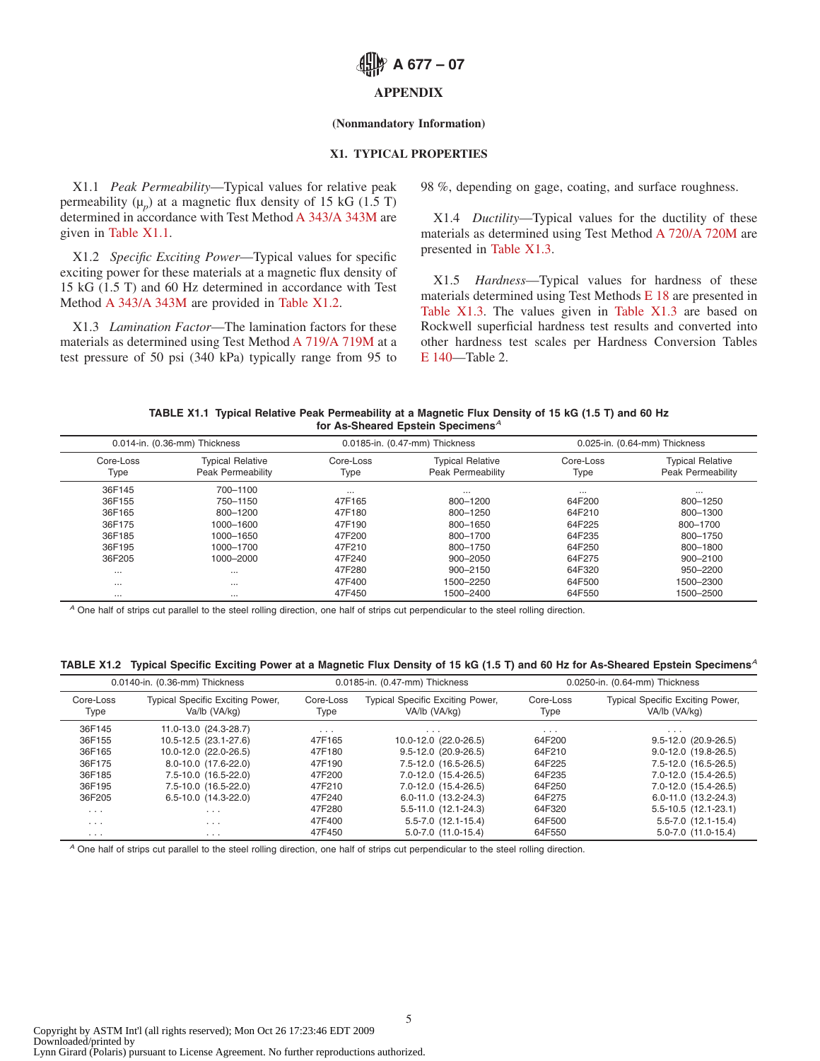## APPENDIX

**(Nonmandatory Information)**

### X1. TYPICAL PROPERTIES

X1.1 *Peak Permeability*—Typical values for relative peak permeability ($\mu_p$) at a magnetic flux density of 15 kG (1.5 T) determined in accordance with Test Method A 343/A 343M are given in Table X1.1.

X1.2 *Specific Exciting Power*—Typical values for specific exciting power for these materials at a magnetic flux density of 15 kG (1.5 T) and 60 Hz determined in accordance with Test Method A 343/A 343M are provided in Table X1.2.

X1.3 *Lamination Factor*—The lamination factors for these materials as determined using Test Method A 719/A 719M at a test pressure of 50 psi (340 kPa) typically range from 95 to 98 %, depending on gage, coating, and surface roughness.

X1.4 *Ductility*—Typical values for the ductility of these materials as determined using Test Method A 720/A 720M are presented in Table X1.3.

X1.5 *Hardness*—Typical values for hardness of these materials determined using Test Methods E 18 are presented in Table X1.3. The values given in Table X1.3 are based on Rockwell superficial hardness test results and converted into other hardness test scales per Hardness Conversion Tables E 140—Table 2.

**TABLE X1.1 Typical Relative Peak Permeability at a Magnetic Flux Density of 15 kG (1.5 T) and 60 Hz for As-Sheared Epstein Specimens[A]**

| 0.014-in. (0.36-mm) Thickness | | 0.0185-in. (0.47-mm) Thickness | | 0.025-in. (0.64-mm) Thickness | |
|---|---|---|---|---|---|
| Core-Loss Type | Typical Relative Peak Permeability | Core-Loss Type | Typical Relative Peak Permeability | Core-Loss Type | Typical Relative Peak Permeability |
| 36F145 | 700–1100 | ... | ... | ... | ... |
| 36F155 | 750–1150 | 47F165 | 800–1200 | 64F200 | 800–1250 |
| 36F165 | 800–1200 | 47F180 | 800–1250 | 64F210 | 800–1300 |
| 36F175 | 1000–1600 | 47F190 | 800–1650 | 64F225 | 800–1700 |
| 36F185 | 1000–1650 | 47F200 | 800–1700 | 64F235 | 800–1750 |
| 36F195 | 1000–1700 | 47F210 | 800–1750 | 64F250 | 800–1800 |
| 36F205 | 1000–2000 | 47F240 | 900–2050 | 64F275 | 900–2100 |
| ... | ... | 47F280 | 900–2150 | 64F320 | 950–2200 |
| ... | ... | 47F400 | 1500–2250 | 64F500 | 1500–2300 |
| ... | ... | 47F450 | 1500–2400 | 64F550 | 1500–2500 |

[A] One half of strips cut parallel to the steel rolling direction, one half of strips cut perpendicular to the steel rolling direction.

**TABLE X1.2 Typical Specific Exciting Power at a Magnetic Flux Density of 15 kG (1.5 T) and 60 Hz for As-Sheared Epstein Specimens[A]**

| 0.0140-in. (0.36-mm) Thickness | | 0.0185-in. (0.47-mm) Thickness | | 0.0250-in. (0.64-mm) Thickness | |
|---|---|---|---|---|---|
| Core-Loss Type | Typical Specific Exciting Power, Va/lb (VA/kg) | Core-Loss Type | Typical Specific Exciting Power, VA/lb (VA/kg) | Core-Loss Type | Typical Specific Exciting Power, VA/lb (VA/kg) |
| 36F145 | 11.0-13.0 (24.3-28.7) | . . . | . . . | . . . | . . . |
| 36F155 | 10.5-12.5 (23.1-27.6) | 47F165 | 10.0-12.0 (22.0-26.5) | 64F200 | 9.5-12.0 (20.9-26.5) |
| 36F165 | 10.0-12.0 (22.0-26.5) | 47F180 | 9.5-12.0 (20.9-26.5) | 64F210 | 9.0-12.0 (19.8-26.5) |
| 36F175 | 8.0-10.0 (17.6-22.0) | 47F190 | 7.5-12.0 (16.5-26.5) | 64F225 | 7.5-12.0 (16.5-26.5) |
| 36F185 | 7.5-10.0 (16.5-22.0) | 47F200 | 7.0-12.0 (15.4-26.5) | 64F235 | 7.0-12.0 (15.4-26.5) |
| 36F195 | 7.5-10.0 (16.5-22.0) | 47F210 | 7.0-12.0 (15.4-26.5) | 64F250 | 7.0-12.0 (15.4-26.5) |
| 36F205 | 6.5-10.0 (14.3-22.0) | 47F240 | 6.0-11.0 (13.2-24.3) | 64F275 | 6.0-11.0 (13.2-24.3) |
| . . . | . . . | 47F280 | 5.5-11.0 (12.1-24.3) | 64F320 | 5.5-10.5 (12.1-23.1) |
| . . . | . . . | 47F400 | 5.5-7.0 (12.1-15.4) | 64F500 | 5.5-7.0 (12.1-15.4) |
| . . . | . . . | 47F450 | 5.0-7.0 (11.0-15.4) | 64F550 | 5.0-7.0 (11.0-15.4) |

[A] One half of strips cut parallel to the steel rolling direction, one half of strips cut perpendicular to the steel rolling direction.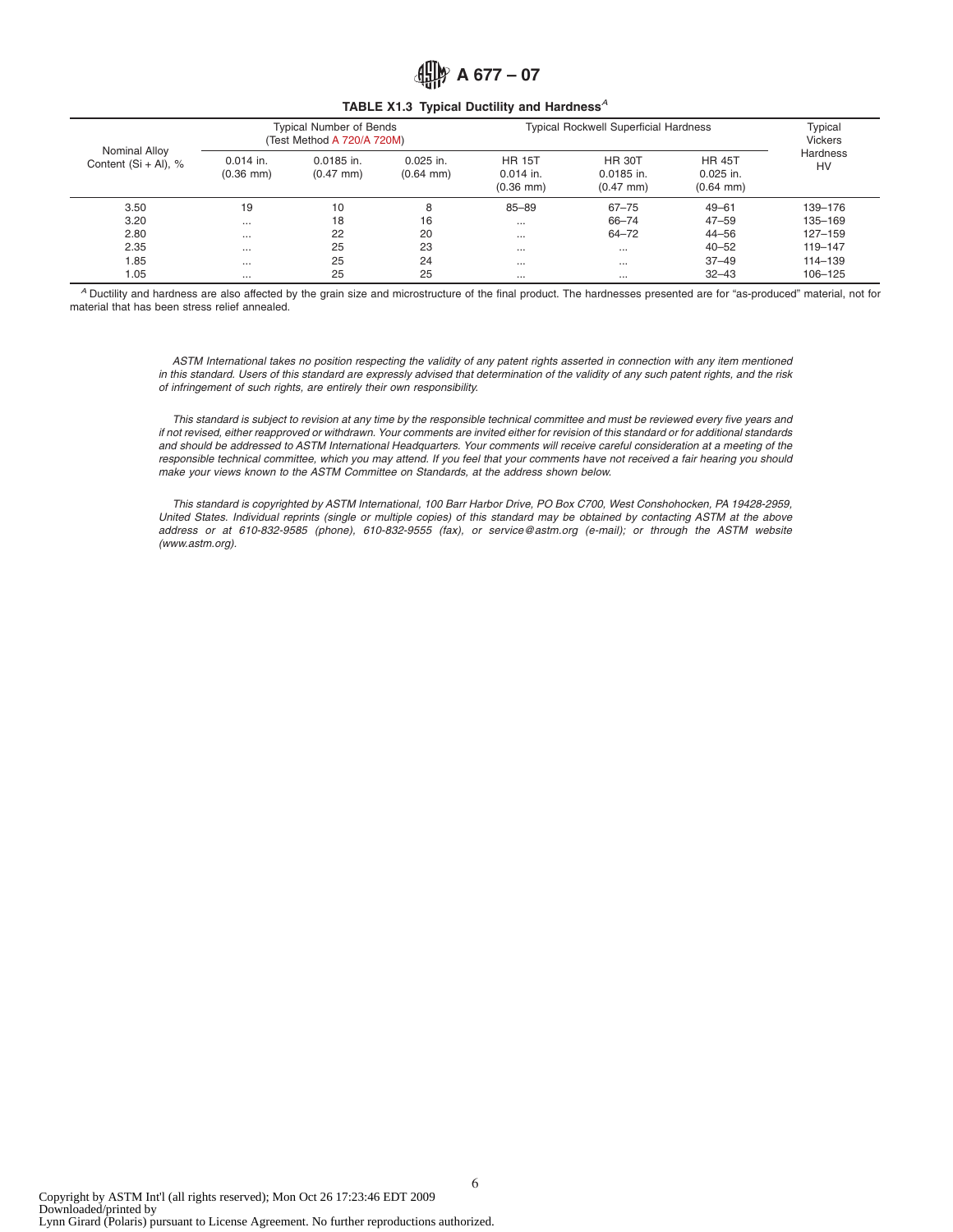**TABLE X1.3 Typical Ductility and Hardness**[A]

| Nominal Alloy Content (Si + Al), % | Typical Number of Bends (Test Method A 720/A 720M) | | | Typical Rockwell Superficial Hardness | | | Typical Vickers Hardness HV |
|---|---|---|---|---|---|---|---|
| | 0.014 in. (0.36 mm) | 0.0185 in. (0.47 mm) | 0.025 in. (0.64 mm) | HR 15T 0.014 in. (0.36 mm) | HR 30T 0.0185 in. (0.47 mm) | HR 45T 0.025 in. (0.64 mm) | |
| 3.50 | 19 | 10 | 8 | 85–89 | 67–75 | 49–61 | 139–176 |
| 3.20 | ... | 18 | 16 | ... | 66–74 | 47–59 | 135–169 |
| 2.80 | ... | 22 | 20 | ... | 64–72 | 44–56 | 127–159 |
| 2.35 | ... | 25 | 23 | ... | ... | 40–52 | 119–147 |
| 1.85 | ... | 25 | 24 | ... | ... | 37–49 | 114–139 |
| 1.05 | ... | 25 | 25 | ... | ... | 32–43 | 106–125 |

[A] Ductility and hardness are also affected by the grain size and microstructure of the final product. The hardnesses presented are for "as-produced" material, not for material that has been stress relief annealed.

*ASTM International takes no position respecting the validity of any patent rights asserted in connection with any item mentioned in this standard. Users of this standard are expressly advised that determination of the validity of any such patent rights, and the risk of infringement of such rights, are entirely their own responsibility.*

*This standard is subject to revision at any time by the responsible technical committee and must be reviewed every five years and if not revised, either reapproved or withdrawn. Your comments are invited either for revision of this standard or for additional standards and should be addressed to ASTM International Headquarters. Your comments will receive careful consideration at a meeting of the responsible technical committee, which you may attend. If you feel that your comments have not received a fair hearing you should make your views known to the ASTM Committee on Standards, at the address shown below.*

*This standard is copyrighted by ASTM International, 100 Barr Harbor Drive, PO Box C700, West Conshohocken, PA 19428-2959, United States. Individual reprints (single or multiple copies) of this standard may be obtained by contacting ASTM at the above address or at 610-832-9585 (phone), 610-832-9555 (fax), or service@astm.org (e-mail); or through the ASTM website (www.astm.org).*